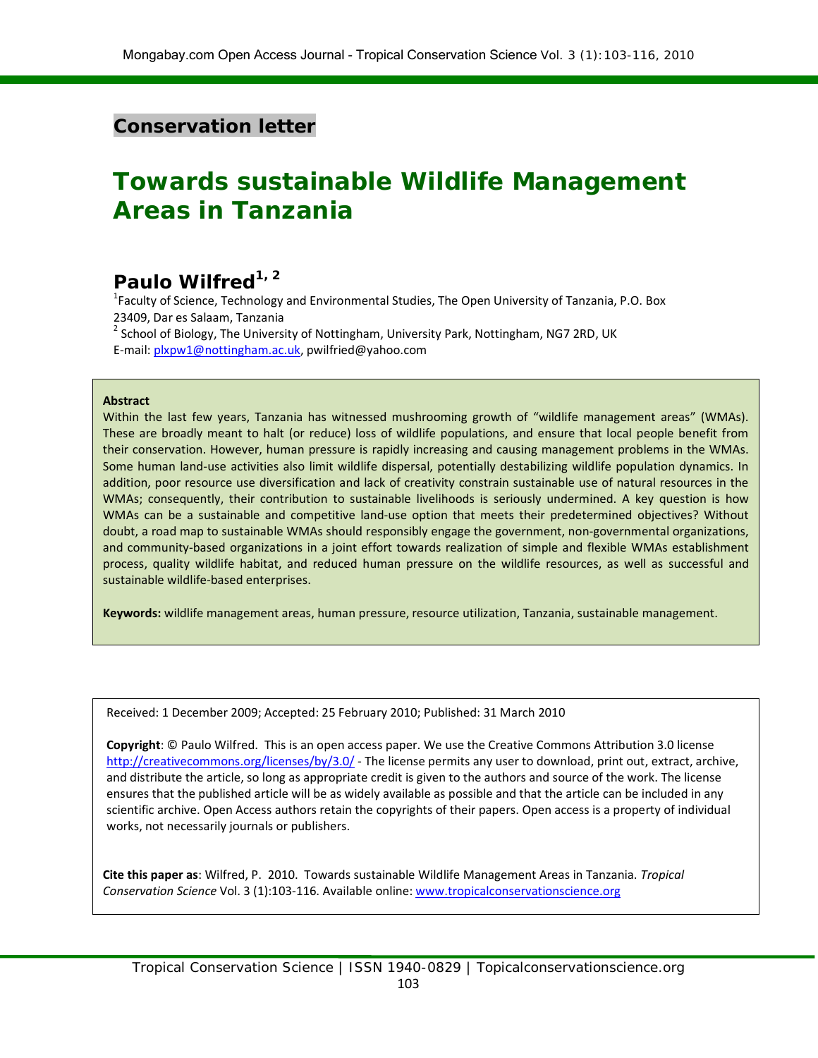Conservation letter

# Towards sustainable Wildlife Management Areas in Tanzania

**Paulo Wilfred**[1, 2]

[1]Faculty of Science, Technology and Environmental Studies, The Open University of Tanzania, P.O. Box 23409, Dar es Salaam, Tanzania

[2] School of Biology, The University of Nottingham, University Park, Nottingham, NG7 2RD, UK

E-mail: plxpw1@nottingham.ac.uk, pwilfried@yahoo.com

**Abstract**

Within the last few years, Tanzania has witnessed mushrooming growth of "wildlife management areas" (WMAs). These are broadly meant to halt (or reduce) loss of wildlife populations, and ensure that local people benefit from their conservation. However, human pressure is rapidly increasing and causing management problems in the WMAs. Some human land-use activities also limit wildlife dispersal, potentially destabilizing wildlife population dynamics. In addition, poor resource use diversification and lack of creativity constrain sustainable use of natural resources in the WMAs; consequently, their contribution to sustainable livelihoods is seriously undermined. A key question is how WMAs can be a sustainable and competitive land-use option that meets their predetermined objectives? Without doubt, a road map to sustainable WMAs should responsibly engage the government, non-governmental organizations, and community-based organizations in a joint effort towards realization of simple and flexible WMAs establishment process, quality wildlife habitat, and reduced human pressure on the wildlife resources, as well as successful and sustainable wildlife-based enterprises.

**Keywords:** wildlife management areas, human pressure, resource utilization, Tanzania, sustainable management.

Received: 1 December 2009; Accepted: 25 February 2010; Published: 31 March 2010

**Copyright**: © Paulo Wilfred. This is an open access paper. We use the Creative Commons Attribution 3.0 license http://creativecommons.org/licenses/by/3.0/ - The license permits any user to download, print out, extract, archive, and distribute the article, so long as appropriate credit is given to the authors and source of the work. The license ensures that the published article will be as widely available as possible and that the article can be included in any scientific archive. Open Access authors retain the copyrights of their papers. Open access is a property of individual works, not necessarily journals or publishers.

**Cite this paper as**: Wilfred, P. 2010. Towards sustainable Wildlife Management Areas in Tanzania. *Tropical Conservation Science* Vol. 3 (1):103-116. Available online: www.tropicalconservationscience.org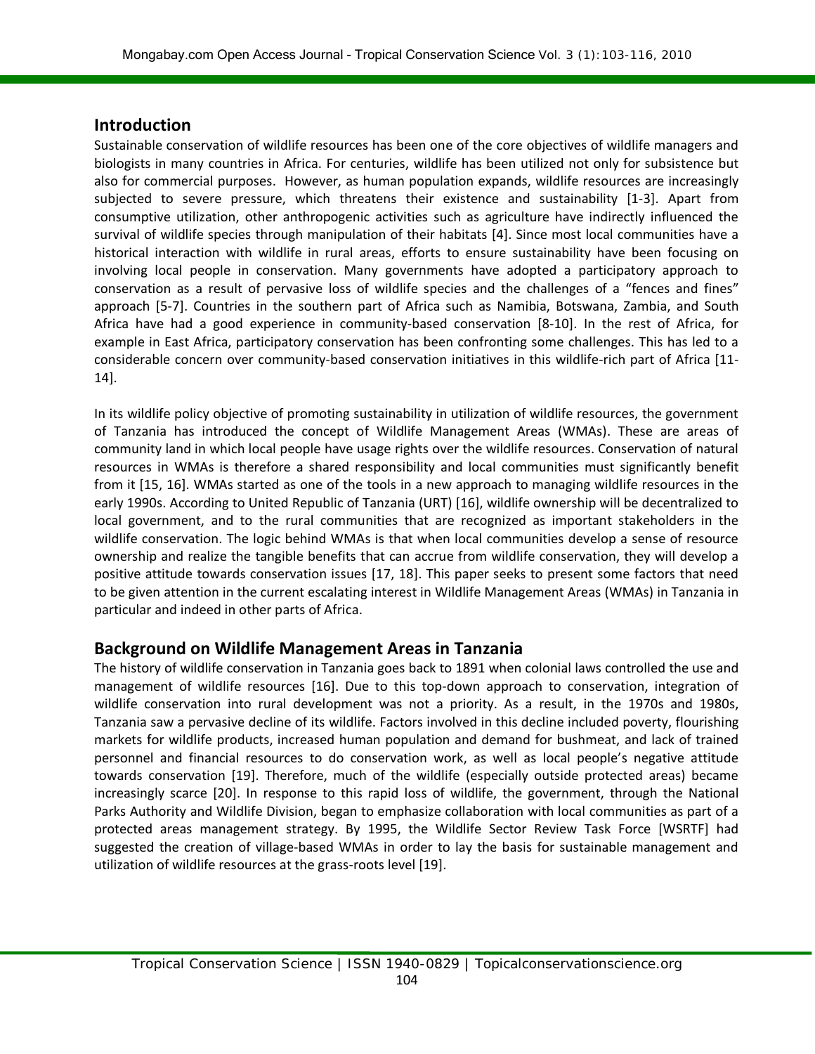## Introduction

Sustainable conservation of wildlife resources has been one of the core objectives of wildlife managers and biologists in many countries in Africa. For centuries, wildlife has been utilized not only for subsistence but also for commercial purposes. However, as human population expands, wildlife resources are increasingly subjected to severe pressure, which threatens their existence and sustainability [1-3]. Apart from consumptive utilization, other anthropogenic activities such as agriculture have indirectly influenced the survival of wildlife species through manipulation of their habitats [4]. Since most local communities have a historical interaction with wildlife in rural areas, efforts to ensure sustainability have been focusing on involving local people in conservation. Many governments have adopted a participatory approach to conservation as a result of pervasive loss of wildlife species and the challenges of a "fences and fines" approach [5-7]. Countries in the southern part of Africa such as Namibia, Botswana, Zambia, and South Africa have had a good experience in community-based conservation [8-10]. In the rest of Africa, for example in East Africa, participatory conservation has been confronting some challenges. This has led to a considerable concern over community-based conservation initiatives in this wildlife-rich part of Africa [11-14].

In its wildlife policy objective of promoting sustainability in utilization of wildlife resources, the government of Tanzania has introduced the concept of Wildlife Management Areas (WMAs). These are areas of community land in which local people have usage rights over the wildlife resources. Conservation of natural resources in WMAs is therefore a shared responsibility and local communities must significantly benefit from it [15, 16]. WMAs started as one of the tools in a new approach to managing wildlife resources in the early 1990s. According to United Republic of Tanzania (URT) [16], wildlife ownership will be decentralized to local government, and to the rural communities that are recognized as important stakeholders in the wildlife conservation. The logic behind WMAs is that when local communities develop a sense of resource ownership and realize the tangible benefits that can accrue from wildlife conservation, they will develop a positive attitude towards conservation issues [17, 18]. This paper seeks to present some factors that need to be given attention in the current escalating interest in Wildlife Management Areas (WMAs) in Tanzania in particular and indeed in other parts of Africa.

## Background on Wildlife Management Areas in Tanzania

The history of wildlife conservation in Tanzania goes back to 1891 when colonial laws controlled the use and management of wildlife resources [16]. Due to this top-down approach to conservation, integration of wildlife conservation into rural development was not a priority. As a result, in the 1970s and 1980s, Tanzania saw a pervasive decline of its wildlife. Factors involved in this decline included poverty, flourishing markets for wildlife products, increased human population and demand for bushmeat, and lack of trained personnel and financial resources to do conservation work, as well as local people's negative attitude towards conservation [19]. Therefore, much of the wildlife (especially outside protected areas) became increasingly scarce [20]. In response to this rapid loss of wildlife, the government, through the National Parks Authority and Wildlife Division, began to emphasize collaboration with local communities as part of a protected areas management strategy. By 1995, the Wildlife Sector Review Task Force [WSRTF] had suggested the creation of village-based WMAs in order to lay the basis for sustainable management and utilization of wildlife resources at the grass-roots level [19].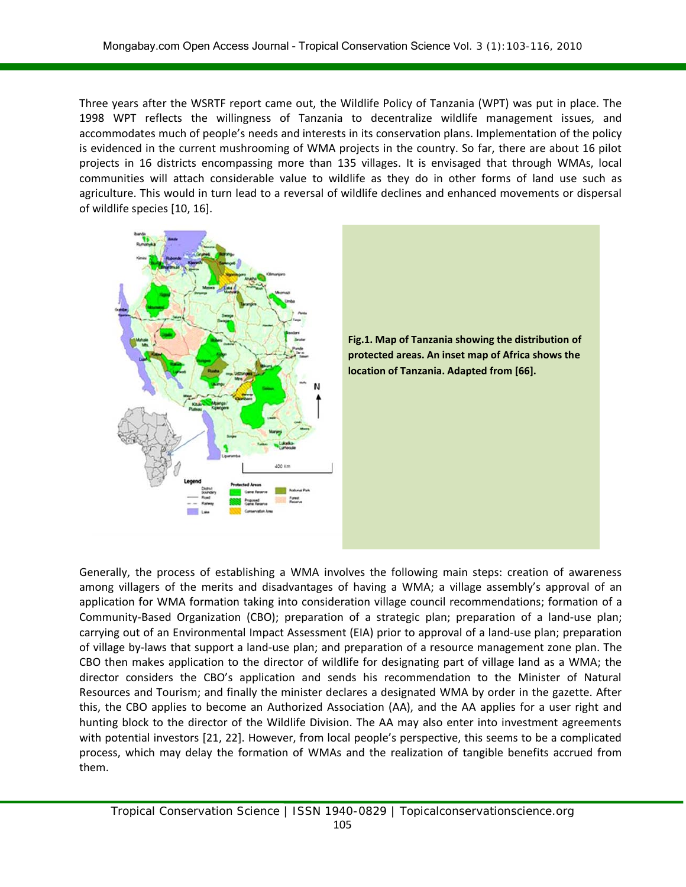Three years after the WSRTF report came out, the Wildlife Policy of Tanzania (WPT) was put in place. The 1998 WPT reflects the willingness of Tanzania to decentralize wildlife management issues, and accommodates much of people's needs and interests in its conservation plans. Implementation of the policy is evidenced in the current mushrooming of WMA projects in the country. So far, there are about 16 pilot projects in 16 districts encompassing more than 135 villages. It is envisaged that through WMAs, local communities will attach considerable value to wildlife as they do in other forms of land use such as agriculture. This would in turn lead to a reversal of wildlife declines and enhanced movements or dispersal of wildlife species [10, 16].

**Fig.1. Map of Tanzania showing the distribution of protected areas. An inset map of Africa shows the location of Tanzania. Adapted from [66].**

Generally, the process of establishing a WMA involves the following main steps: creation of awareness among villagers of the merits and disadvantages of having a WMA; a village assembly's approval of an application for WMA formation taking into consideration village council recommendations; formation of a Community-Based Organization (CBO); preparation of a strategic plan; preparation of a land-use plan; carrying out of an Environmental Impact Assessment (EIA) prior to approval of a land-use plan; preparation of village by-laws that support a land-use plan; and preparation of a resource management zone plan. The CBO then makes application to the director of wildlife for designating part of village land as a WMA; the director considers the CBO's application and sends his recommendation to the Minister of Natural Resources and Tourism; and finally the minister declares a designated WMA by order in the gazette. After this, the CBO applies to become an Authorized Association (AA), and the AA applies for a user right and hunting block to the director of the Wildlife Division. The AA may also enter into investment agreements with potential investors [21, 22]. However, from local people's perspective, this seems to be a complicated process, which may delay the formation of WMAs and the realization of tangible benefits accrued from them.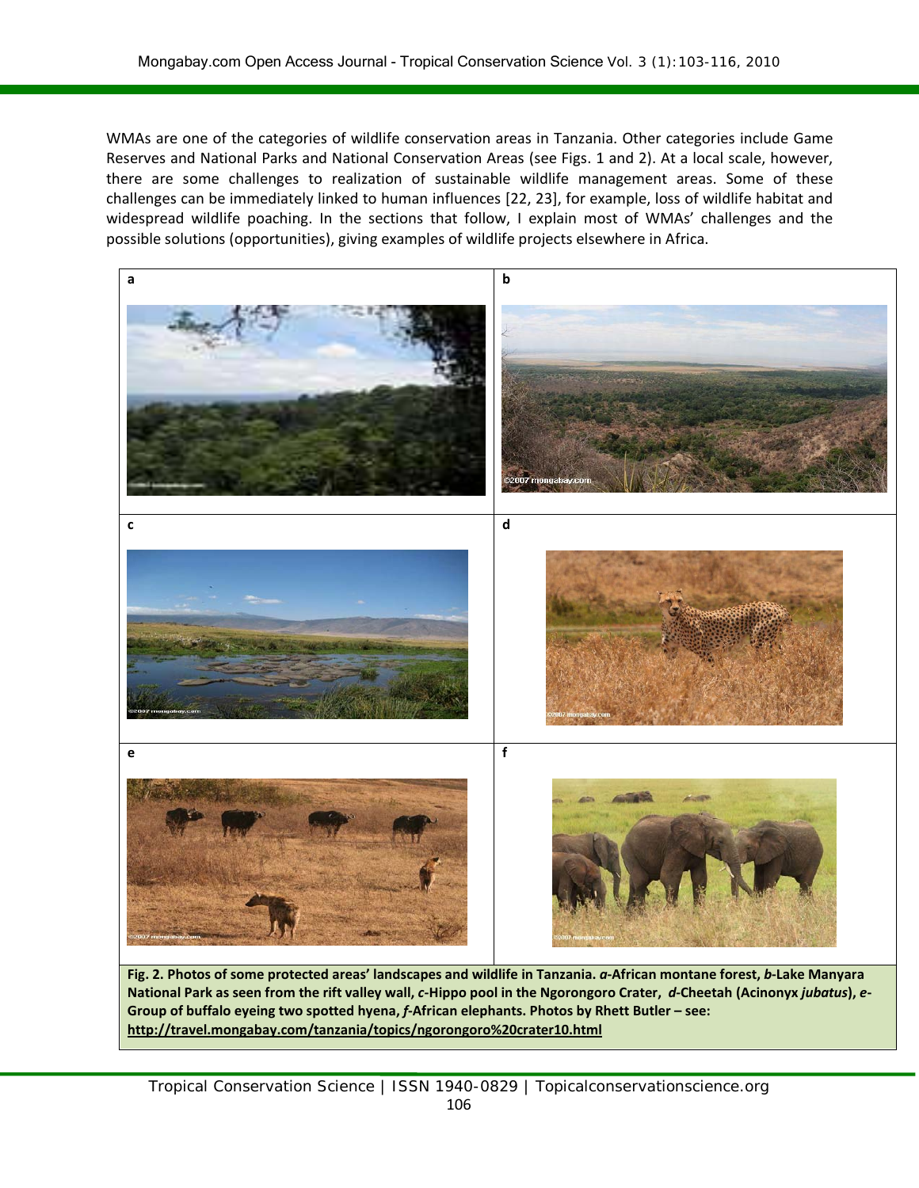WMAs are one of the categories of wildlife conservation areas in Tanzania. Other categories include Game Reserves and National Parks and National Conservation Areas (see Figs. 1 and 2). At a local scale, however, there are some challenges to realization of sustainable wildlife management areas. Some of these challenges can be immediately linked to human influences [22, 23], for example, loss of wildlife habitat and widespread wildlife poaching. In the sections that follow, I explain most of WMAs' challenges and the possible solutions (opportunities), giving examples of wildlife projects elsewhere in Africa.

**Fig. 2. Photos of some protected areas' landscapes and wildlife in Tanzania. *a*-African montane forest, *b*-Lake Manyara National Park as seen from the rift valley wall, *c*-Hippo pool in the Ngorongoro Crater, *d*-Cheetah (Acinonyx *jubatus*), *e*-Group of buffalo eyeing two spotted hyena, *f*-African elephants. Photos by Rhett Butler – see: http://travel.mongabay.com/tanzania/topics/ngorongoro%20crater10.html**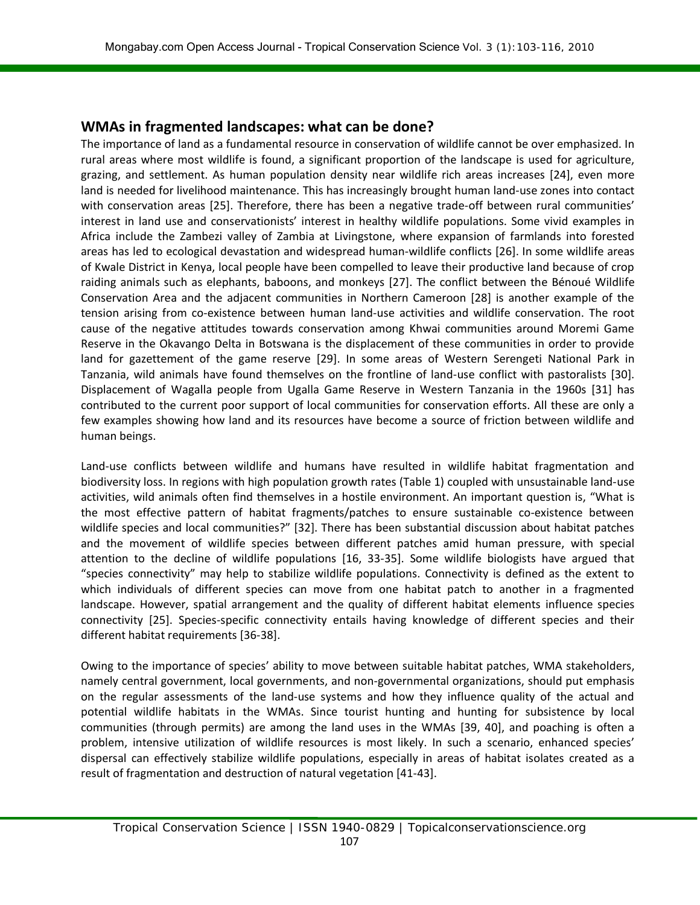## WMAs in fragmented landscapes: what can be done?

The importance of land as a fundamental resource in conservation of wildlife cannot be over emphasized. In rural areas where most wildlife is found, a significant proportion of the landscape is used for agriculture, grazing, and settlement. As human population density near wildlife rich areas increases [24], even more land is needed for livelihood maintenance. This has increasingly brought human land-use zones into contact with conservation areas [25]. Therefore, there has been a negative trade-off between rural communities' interest in land use and conservationists' interest in healthy wildlife populations. Some vivid examples in Africa include the Zambezi valley of Zambia at Livingstone, where expansion of farmlands into forested areas has led to ecological devastation and widespread human-wildlife conflicts [26]. In some wildlife areas of Kwale District in Kenya, local people have been compelled to leave their productive land because of crop raiding animals such as elephants, baboons, and monkeys [27]. The conflict between the Bénoué Wildlife Conservation Area and the adjacent communities in Northern Cameroon [28] is another example of the tension arising from co-existence between human land-use activities and wildlife conservation. The root cause of the negative attitudes towards conservation among Khwai communities around Moremi Game Reserve in the Okavango Delta in Botswana is the displacement of these communities in order to provide land for gazettement of the game reserve [29]. In some areas of Western Serengeti National Park in Tanzania, wild animals have found themselves on the frontline of land-use conflict with pastoralists [30]. Displacement of Wagalla people from Ugalla Game Reserve in Western Tanzania in the 1960s [31] has contributed to the current poor support of local communities for conservation efforts. All these are only a few examples showing how land and its resources have become a source of friction between wildlife and human beings.

Land-use conflicts between wildlife and humans have resulted in wildlife habitat fragmentation and biodiversity loss. In regions with high population growth rates (Table 1) coupled with unsustainable land-use activities, wild animals often find themselves in a hostile environment. An important question is, "What is the most effective pattern of habitat fragments/patches to ensure sustainable co-existence between wildlife species and local communities?" [32]. There has been substantial discussion about habitat patches and the movement of wildlife species between different patches amid human pressure, with special attention to the decline of wildlife populations [16, 33-35]. Some wildlife biologists have argued that "species connectivity" may help to stabilize wildlife populations. Connectivity is defined as the extent to which individuals of different species can move from one habitat patch to another in a fragmented landscape. However, spatial arrangement and the quality of different habitat elements influence species connectivity [25]. Species-specific connectivity entails having knowledge of different species and their different habitat requirements [36-38].

Owing to the importance of species' ability to move between suitable habitat patches, WMA stakeholders, namely central government, local governments, and non-governmental organizations, should put emphasis on the regular assessments of the land-use systems and how they influence quality of the actual and potential wildlife habitats in the WMAs. Since tourist hunting and hunting for subsistence by local communities (through permits) are among the land uses in the WMAs [39, 40], and poaching is often a problem, intensive utilization of wildlife resources is most likely. In such a scenario, enhanced species' dispersal can effectively stabilize wildlife populations, especially in areas of habitat isolates created as a result of fragmentation and destruction of natural vegetation [41-43].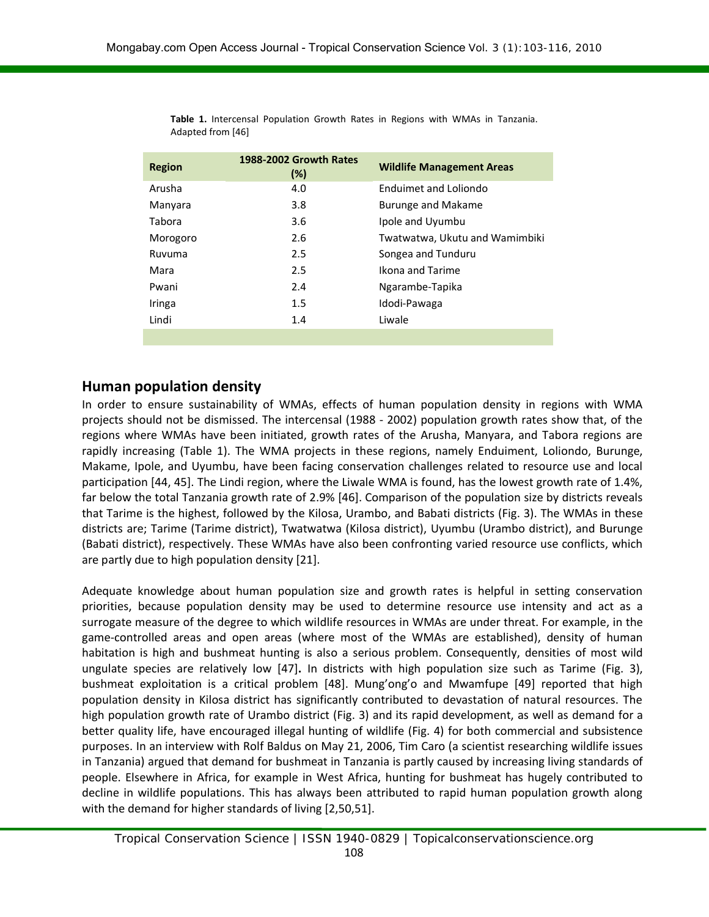**Table 1.** Intercensal Population Growth Rates in Regions with WMAs in Tanzania. Adapted from [46]

| Region | 1988-2002 Growth Rates (%) | Wildlife Management Areas |
|---|---|---|
| Arusha | 4.0 | Enduimet and Loliondo |
| Manyara | 3.8 | Burunge and Makame |
| Tabora | 3.6 | Ipole and Uyumbu |
| Morogoro | 2.6 | Twatwatwa, Ukutu and Wamimbiki |
| Ruvuma | 2.5 | Songea and Tunduru |
| Mara | 2.5 | Ikona and Tarime |
| Pwani | 2.4 | Ngarambe-Tapika |
| Iringa | 1.5 | Idodi-Pawaga |
| Lindi | 1.4 | Liwale |

## Human population density

In order to ensure sustainability of WMAs, effects of human population density in regions with WMA projects should not be dismissed. The intercensal (1988 - 2002) population growth rates show that, of the regions where WMAs have been initiated, growth rates of the Arusha, Manyara, and Tabora regions are rapidly increasing (Table 1). The WMA projects in these regions, namely Enduiment, Loliondo, Burunge, Makame, Ipole, and Uyumbu, have been facing conservation challenges related to resource use and local participation [44, 45]. The Lindi region, where the Liwale WMA is found, has the lowest growth rate of 1.4%, far below the total Tanzania growth rate of 2.9% [46]. Comparison of the population size by districts reveals that Tarime is the highest, followed by the Kilosa, Urambo, and Babati districts (Fig. 3). The WMAs in these districts are; Tarime (Tarime district), Twatwatwa (Kilosa district), Uyumbu (Urambo district), and Burunge (Babati district), respectively. These WMAs have also been confronting varied resource use conflicts, which are partly due to high population density [21].

Adequate knowledge about human population size and growth rates is helpful in setting conservation priorities, because population density may be used to determine resource use intensity and act as a surrogate measure of the degree to which wildlife resources in WMAs are under threat. For example, in the game-controlled areas and open areas (where most of the WMAs are established), density of human habitation is high and bushmeat hunting is also a serious problem. Consequently, densities of most wild ungulate species are relatively low [47]**.** In districts with high population size such as Tarime (Fig. 3), bushmeat exploitation is a critical problem [48]. Mung'ong'o and Mwamfupe [49] reported that high population density in Kilosa district has significantly contributed to devastation of natural resources. The high population growth rate of Urambo district (Fig. 3) and its rapid development, as well as demand for a better quality life, have encouraged illegal hunting of wildlife (Fig. 4) for both commercial and subsistence purposes. In an interview with Rolf Baldus on May 21, 2006, Tim Caro (a scientist researching wildlife issues in Tanzania) argued that demand for bushmeat in Tanzania is partly caused by increasing living standards of people. Elsewhere in Africa, for example in West Africa, hunting for bushmeat has hugely contributed to decline in wildlife populations. This has always been attributed to rapid human population growth along with the demand for higher standards of living [2,50,51].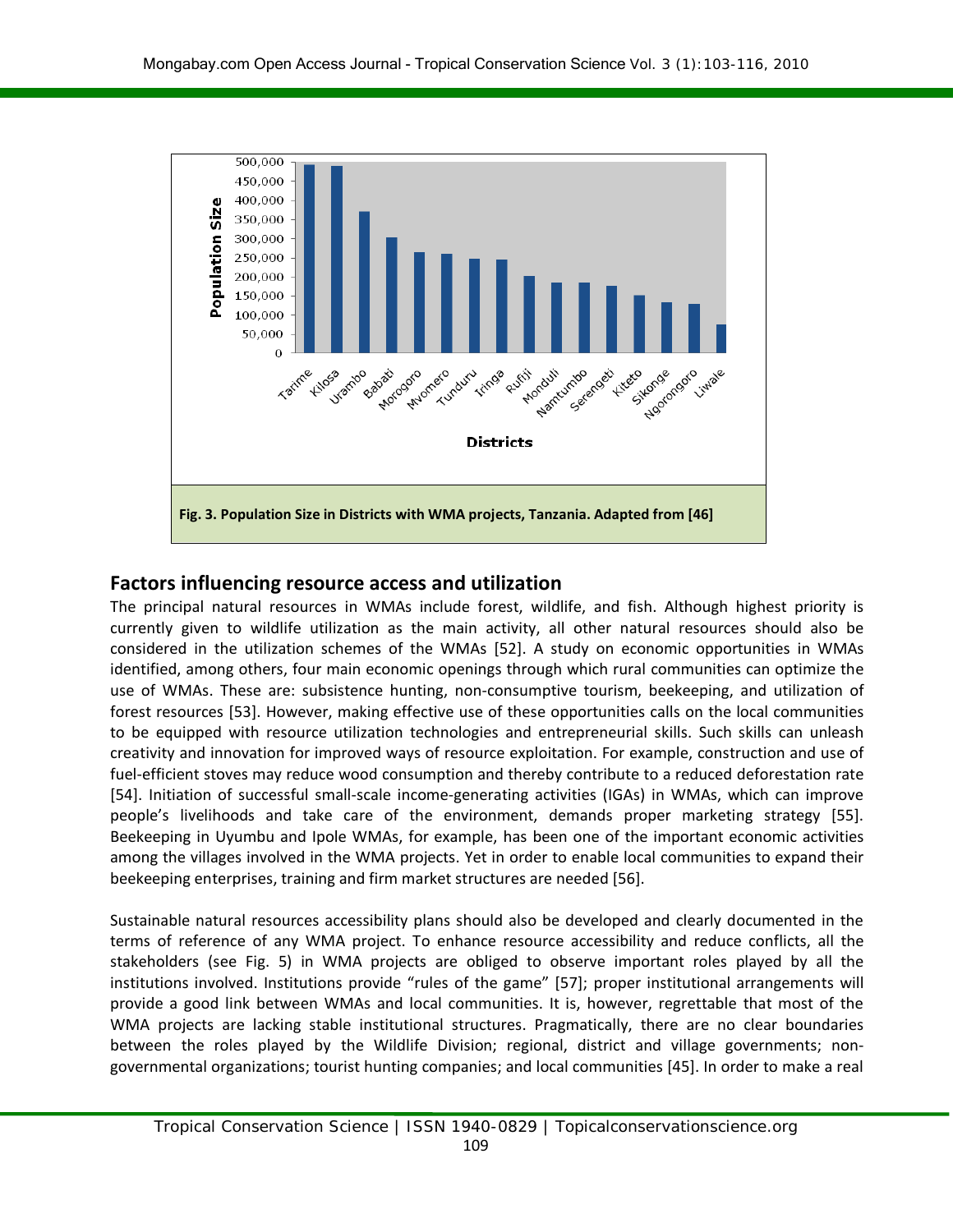Fig. 3. Population Size in Districts with WMA projects, Tanzania. Adapted from [46]

## Factors influencing resource access and utilization

The principal natural resources in WMAs include forest, wildlife, and fish. Although highest priority is currently given to wildlife utilization as the main activity, all other natural resources should also be considered in the utilization schemes of the WMAs [52]. A study on economic opportunities in WMAs identified, among others, four main economic openings through which rural communities can optimize the use of WMAs. These are: subsistence hunting, non-consumptive tourism, beekeeping, and utilization of forest resources [53]. However, making effective use of these opportunities calls on the local communities to be equipped with resource utilization technologies and entrepreneurial skills. Such skills can unleash creativity and innovation for improved ways of resource exploitation. For example, construction and use of fuel-efficient stoves may reduce wood consumption and thereby contribute to a reduced deforestation rate [54]. Initiation of successful small-scale income-generating activities (IGAs) in WMAs, which can improve people's livelihoods and take care of the environment, demands proper marketing strategy [55]. Beekeeping in Uyumbu and Ipole WMAs, for example, has been one of the important economic activities among the villages involved in the WMA projects. Yet in order to enable local communities to expand their beekeeping enterprises, training and firm market structures are needed [56].

Sustainable natural resources accessibility plans should also be developed and clearly documented in the terms of reference of any WMA project. To enhance resource accessibility and reduce conflicts, all the stakeholders (see Fig. 5) in WMA projects are obliged to observe important roles played by all the institutions involved. Institutions provide "rules of the game" [57]; proper institutional arrangements will provide a good link between WMAs and local communities. It is, however, regrettable that most of the WMA projects are lacking stable institutional structures. Pragmatically, there are no clear boundaries between the roles played by the Wildlife Division; regional, district and village governments; non-governmental organizations; tourist hunting companies; and local communities [45]. In order to make a real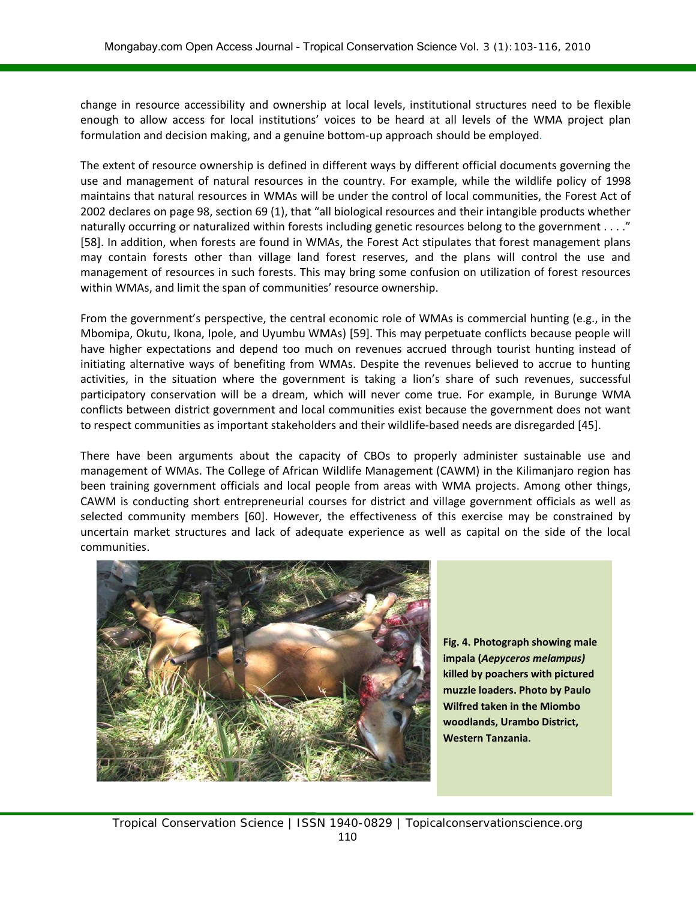change in resource accessibility and ownership at local levels, institutional structures need to be flexible enough to allow access for local institutions' voices to be heard at all levels of the WMA project plan formulation and decision making, and a genuine bottom-up approach should be employed.

The extent of resource ownership is defined in different ways by different official documents governing the use and management of natural resources in the country. For example, while the wildlife policy of 1998 maintains that natural resources in WMAs will be under the control of local communities, the Forest Act of 2002 declares on page 98, section 69 (1), that "all biological resources and their intangible products whether naturally occurring or naturalized within forests including genetic resources belong to the government . . . ." [58]. In addition, when forests are found in WMAs, the Forest Act stipulates that forest management plans may contain forests other than village land forest reserves, and the plans will control the use and management of resources in such forests. This may bring some confusion on utilization of forest resources within WMAs, and limit the span of communities' resource ownership.

From the government's perspective, the central economic role of WMAs is commercial hunting (e.g., in the Mbomipa, Okutu, Ikona, Ipole, and Uyumbu WMAs) [59]. This may perpetuate conflicts because people will have higher expectations and depend too much on revenues accrued through tourist hunting instead of initiating alternative ways of benefiting from WMAs. Despite the revenues believed to accrue to hunting activities, in the situation where the government is taking a lion's share of such revenues, successful participatory conservation will be a dream, which will never come true. For example, in Burunge WMA conflicts between district government and local communities exist because the government does not want to respect communities as important stakeholders and their wildlife-based needs are disregarded [45].

There have been arguments about the capacity of CBOs to properly administer sustainable use and management of WMAs. The College of African Wildlife Management (CAWM) in the Kilimanjaro region has been training government officials and local people from areas with WMA projects. Among other things, CAWM is conducting short entrepreneurial courses for district and village government officials as well as selected community members [60]. However, the effectiveness of this exercise may be constrained by uncertain market structures and lack of adequate experience as well as capital on the side of the local communities.

**Fig. 4. Photograph showing male impala (*Aepyceros melampus*) killed by poachers with pictured muzzle loaders. Photo by Paulo Wilfred taken in the Miombo woodlands, Urambo District, Western Tanzania.**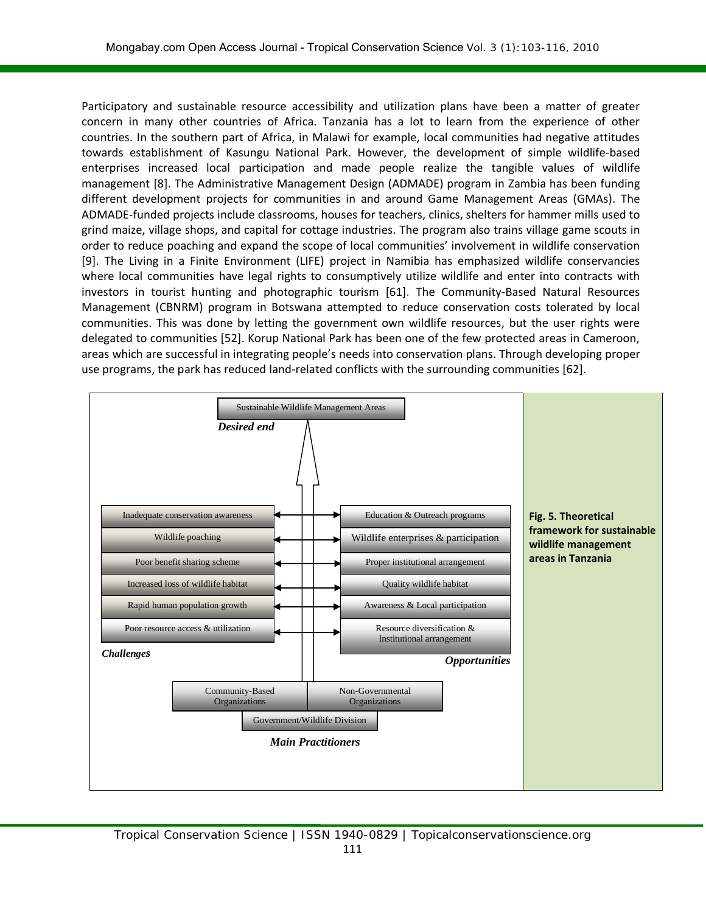Participatory and sustainable resource accessibility and utilization plans have been a matter of greater concern in many other countries of Africa. Tanzania has a lot to learn from the experience of other countries. In the southern part of Africa, in Malawi for example, local communities had negative attitudes towards establishment of Kasungu National Park. However, the development of simple wildlife-based enterprises increased local participation and made people realize the tangible values of wildlife management [8]. The Administrative Management Design (ADMADE) program in Zambia has been funding different development projects for communities in and around Game Management Areas (GMAs). The ADMADE-funded projects include classrooms, houses for teachers, clinics, shelters for hammer mills used to grind maize, village shops, and capital for cottage industries. The program also trains village game scouts in order to reduce poaching and expand the scope of local communities' involvement in wildlife conservation [9]. The Living in a Finite Environment (LIFE) project in Namibia has emphasized wildlife conservancies where local communities have legal rights to consumptively utilize wildlife and enter into contracts with investors in tourist hunting and photographic tourism [61]. The Community-Based Natural Resources Management (CBNRM) program in Botswana attempted to reduce conservation costs tolerated by local communities. This was done by letting the government own wildlife resources, but the user rights were delegated to communities [52]. Korup National Park has been one of the few protected areas in Cameroon, areas which are successful in integrating people's needs into conservation plans. Through developing proper use programs, the park has reduced land-related conflicts with the surrounding communities [62].

Sustainable Wildlife Management Areas

*Desired end*

| Challenges | | Opportunities |
|---|---|---|
| Inadequate conservation awareness | ↔ | Education & Outreach programs |
| Wildlife poaching | ↔ | Wildlife enterprises & participation |
| Poor benefit sharing scheme | ↔ | Proper institutional arrangement |
| Increased loss of wildlife habitat | ↔ | Quality wildlife habitat |
| Rapid human population growth | ↔ | Awareness & Local participation |
| Poor resource access & utilization | ↔ | Resource diversification & Institutional arrangement |

*Main Practitioners*: Community-Based Organizations; Non-Governmental Organizations; Government/Wildlife Division

**Fig. 5. Theoretical framework for sustainable wildlife management areas in Tanzania**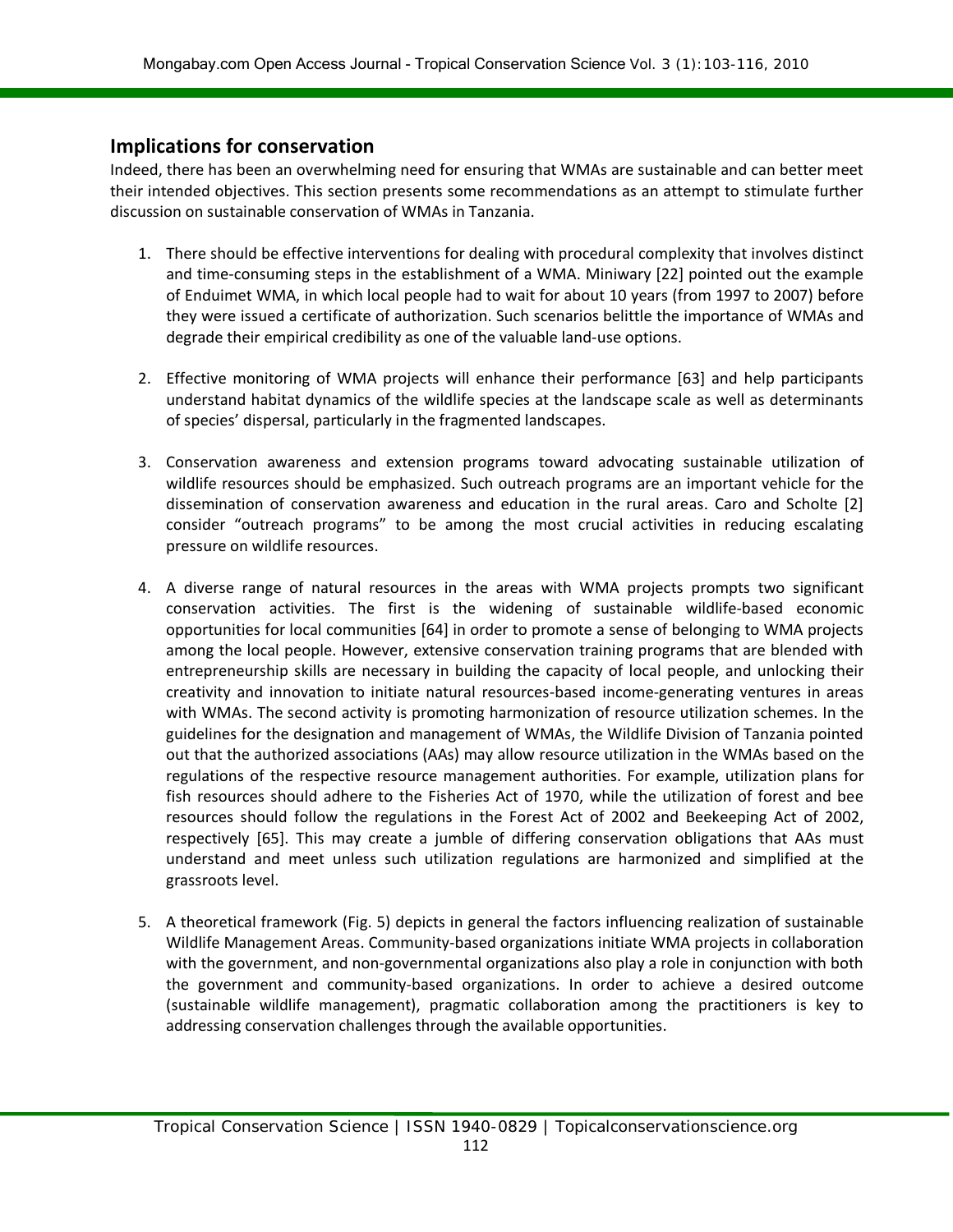## Implications for conservation

Indeed, there has been an overwhelming need for ensuring that WMAs are sustainable and can better meet their intended objectives. This section presents some recommendations as an attempt to stimulate further discussion on sustainable conservation of WMAs in Tanzania.

1. There should be effective interventions for dealing with procedural complexity that involves distinct and time-consuming steps in the establishment of a WMA. Miniwary [22] pointed out the example of Enduimet WMA, in which local people had to wait for about 10 years (from 1997 to 2007) before they were issued a certificate of authorization. Such scenarios belittle the importance of WMAs and degrade their empirical credibility as one of the valuable land-use options.

2. Effective monitoring of WMA projects will enhance their performance [63] and help participants understand habitat dynamics of the wildlife species at the landscape scale as well as determinants of species' dispersal, particularly in the fragmented landscapes.

3. Conservation awareness and extension programs toward advocating sustainable utilization of wildlife resources should be emphasized. Such outreach programs are an important vehicle for the dissemination of conservation awareness and education in the rural areas. Caro and Scholte [2] consider "outreach programs" to be among the most crucial activities in reducing escalating pressure on wildlife resources.

4. A diverse range of natural resources in the areas with WMA projects prompts two significant conservation activities. The first is the widening of sustainable wildlife-based economic opportunities for local communities [64] in order to promote a sense of belonging to WMA projects among the local people. However, extensive conservation training programs that are blended with entrepreneurship skills are necessary in building the capacity of local people, and unlocking their creativity and innovation to initiate natural resources-based income-generating ventures in areas with WMAs. The second activity is promoting harmonization of resource utilization schemes. In the guidelines for the designation and management of WMAs, the Wildlife Division of Tanzania pointed out that the authorized associations (AAs) may allow resource utilization in the WMAs based on the regulations of the respective resource management authorities. For example, utilization plans for fish resources should adhere to the Fisheries Act of 1970, while the utilization of forest and bee resources should follow the regulations in the Forest Act of 2002 and Beekeeping Act of 2002, respectively [65]. This may create a jumble of differing conservation obligations that AAs must understand and meet unless such utilization regulations are harmonized and simplified at the grassroots level.

5. A theoretical framework (Fig. 5) depicts in general the factors influencing realization of sustainable Wildlife Management Areas. Community-based organizations initiate WMA projects in collaboration with the government, and non-governmental organizations also play a role in conjunction with both the government and community-based organizations. In order to achieve a desired outcome (sustainable wildlife management), pragmatic collaboration among the practitioners is key to addressing conservation challenges through the available opportunities.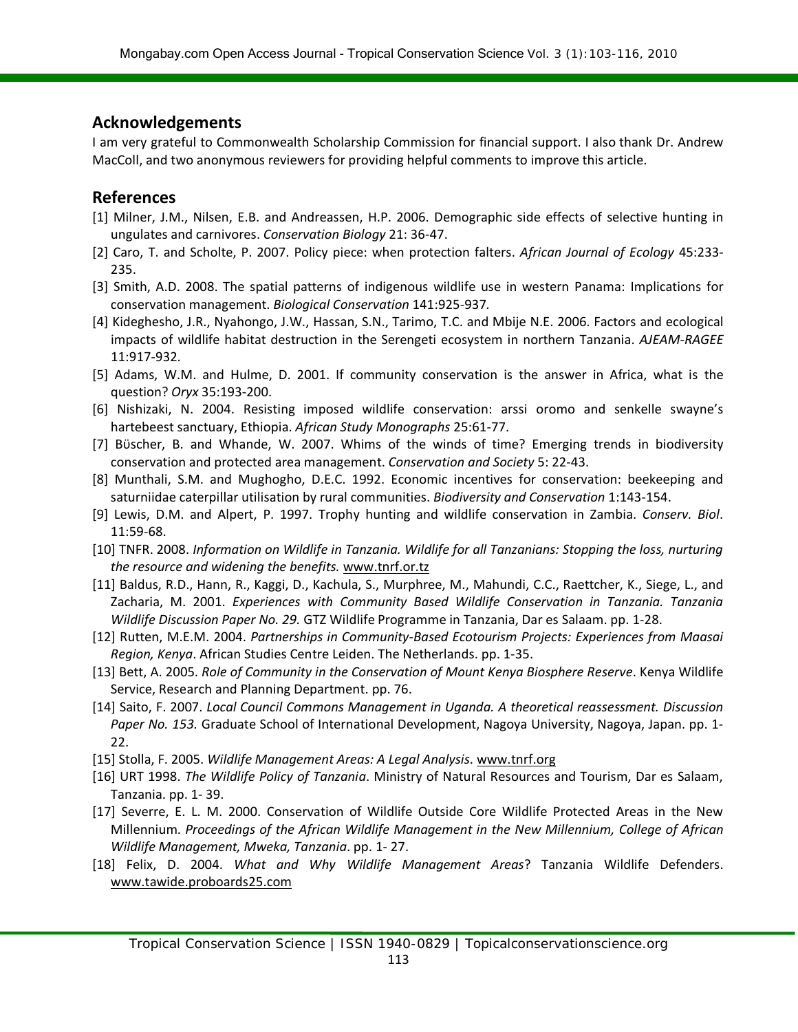## Acknowledgements

I am very grateful to Commonwealth Scholarship Commission for financial support. I also thank Dr. Andrew MacColl, and two anonymous reviewers for providing helpful comments to improve this article.

## References

[1] Milner, J.M., Nilsen, E.B. and Andreassen, H.P. 2006. Demographic side effects of selective hunting in ungulates and carnivores. *Conservation Biology* 21: 36-47.

[2] Caro, T. and Scholte, P. 2007. Policy piece: when protection falters. *African Journal of Ecology* 45:233-235.

[3] Smith, A.D. 2008. The spatial patterns of indigenous wildlife use in western Panama: Implications for conservation management. *Biological Conservation* 141:925-937.

[4] Kideghesho, J.R., Nyahongo, J.W., Hassan, S.N., Tarimo, T.C. and Mbije N.E. 2006. Factors and ecological impacts of wildlife habitat destruction in the Serengeti ecosystem in northern Tanzania. *AJEAM-RAGEE* 11:917-932.

[5] Adams, W.M. and Hulme, D. 2001. If community conservation is the answer in Africa, what is the question? *Oryx* 35:193-200.

[6] Nishizaki, N. 2004. Resisting imposed wildlife conservation: arssi oromo and senkelle swayne's hartebeest sanctuary, Ethiopia. *African Study Monographs* 25:61-77.

[7] Büscher, B. and Whande, W. 2007. Whims of the winds of time? Emerging trends in biodiversity conservation and protected area management. *Conservation and Society* 5: 22-43.

[8] Munthali, S.M. and Mughogho, D.E.C. 1992. Economic incentives for conservation: beekeeping and saturniidae caterpillar utilisation by rural communities. *Biodiversity and Conservation* 1:143-154.

[9] Lewis, D.M. and Alpert, P. 1997. Trophy hunting and wildlife conservation in Zambia. *Conserv. Biol*. 11:59-68.

[10] TNFR. 2008. *Information on Wildlife in Tanzania. Wildlife for all Tanzanians: Stopping the loss, nurturing the resource and widening the benefits.* www.tnrf.or.tz

[11] Baldus, R.D., Hann, R., Kaggi, D., Kachula, S., Murphree, M., Mahundi, C.C., Raettcher, K., Siege, L., and Zacharia, M. 2001. *Experiences with Community Based Wildlife Conservation in Tanzania. Tanzania Wildlife Discussion Paper No. 29.* GTZ Wildlife Programme in Tanzania, Dar es Salaam. pp. 1-28.

[12] Rutten, M.E.M. 2004. *Partnerships in Community-Based Ecotourism Projects: Experiences from Maasai Region, Kenya*. African Studies Centre Leiden. The Netherlands. pp. 1-35.

[13] Bett, A. 2005. *Role of Community in the Conservation of Mount Kenya Biosphere Reserve*. Kenya Wildlife Service, Research and Planning Department. pp. 76.

[14] Saito, F. 2007. *Local Council Commons Management in Uganda. A theoretical reassessment. Discussion Paper No. 153.* Graduate School of International Development, Nagoya University, Nagoya, Japan. pp. 1-22.

[15] Stolla, F. 2005. *Wildlife Management Areas: A Legal Analysis*. www.tnrf.org

[16] URT 1998. *The Wildlife Policy of Tanzania*. Ministry of Natural Resources and Tourism, Dar es Salaam, Tanzania. pp. 1- 39.

[17] Severre, E. L. M. 2000. Conservation of Wildlife Outside Core Wildlife Protected Areas in the New Millennium. *Proceedings of the African Wildlife Management in the New Millennium, College of African Wildlife Management, Mweka, Tanzania*. pp. 1- 27.

[18] Felix, D. 2004. *What and Why Wildlife Management Areas*? Tanzania Wildlife Defenders. www.tawide.proboards25.com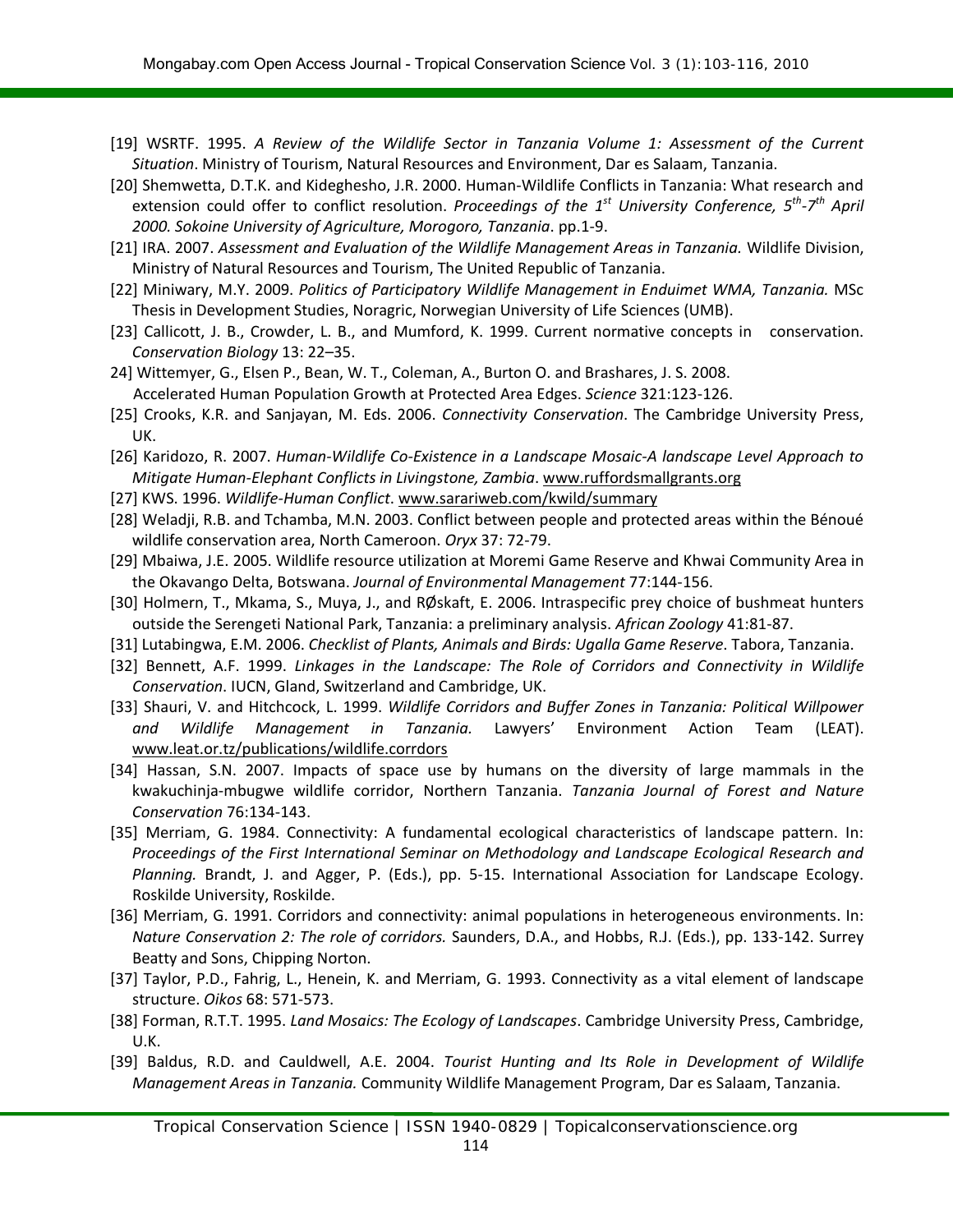[19] WSRTF. 1995. *A Review of the Wildlife Sector in Tanzania Volume 1: Assessment of the Current Situation*. Ministry of Tourism, Natural Resources and Environment, Dar es Salaam, Tanzania.

[20] Shemwetta, D.T.K. and Kideghesho, J.R. 2000. Human-Wildlife Conflicts in Tanzania: What research and extension could offer to conflict resolution. *Proceedings of the 1st University Conference, 5th-7th April 2000. Sokoine University of Agriculture, Morogoro, Tanzania*. pp.1-9.

[21] IRA. 2007. *Assessment and Evaluation of the Wildlife Management Areas in Tanzania.* Wildlife Division, Ministry of Natural Resources and Tourism, The United Republic of Tanzania.

[22] Miniwary, M.Y. 2009. *Politics of Participatory Wildlife Management in Enduimet WMA, Tanzania.* MSc Thesis in Development Studies, Noragric, Norwegian University of Life Sciences (UMB).

[23] Callicott, J. B., Crowder, L. B., and Mumford, K. 1999. Current normative concepts in conservation. *Conservation Biology* 13: 22–35.

24] Wittemyer, G., Elsen P., Bean, W. T., Coleman, A., Burton O. and Brashares, J. S. 2008. Accelerated Human Population Growth at Protected Area Edges. *Science* 321:123-126.

[25] Crooks, K.R. and Sanjayan, M. Eds. 2006. *Connectivity Conservation*. The Cambridge University Press, UK.

[26] Karidozo, R. 2007. *Human-Wildlife Co-Existence in a Landscape Mosaic-A landscape Level Approach to Mitigate Human-Elephant Conflicts in Livingstone, Zambia*. www.ruffordsmallgrants.org

[27] KWS. 1996. *Wildlife-Human Conflict*. www.sarariweb.com/kwild/summary

[28] Weladji, R.B. and Tchamba, M.N. 2003. Conflict between people and protected areas within the Bénoué wildlife conservation area, North Cameroon. *Oryx* 37: 72-79.

[29] Mbaiwa, J.E. 2005. Wildlife resource utilization at Moremi Game Reserve and Khwai Community Area in the Okavango Delta, Botswana. *Journal of Environmental Management* 77:144-156.

[30] Holmern, T., Mkama, S., Muya, J., and RØskaft, E. 2006. Intraspecific prey choice of bushmeat hunters outside the Serengeti National Park, Tanzania: a preliminary analysis. *African Zoology* 41:81-87.

[31] Lutabingwa, E.M. 2006. *Checklist of Plants, Animals and Birds: Ugalla Game Reserve*. Tabora, Tanzania.

[32] Bennett, A.F. 1999. *Linkages in the Landscape: The Role of Corridors and Connectivity in Wildlife Conservation*. IUCN, Gland, Switzerland and Cambridge, UK.

[33] Shauri, V. and Hitchcock, L. 1999. *Wildlife Corridors and Buffer Zones in Tanzania: Political Willpower and Wildlife Management in Tanzania.* Lawyers' Environment Action Team (LEAT). www.leat.or.tz/publications/wildlife.corrdors

[34] Hassan, S.N. 2007. Impacts of space use by humans on the diversity of large mammals in the kwakuchinja-mbugwe wildlife corridor, Northern Tanzania. *Tanzania Journal of Forest and Nature Conservation* 76:134-143.

[35] Merriam, G. 1984. Connectivity: A fundamental ecological characteristics of landscape pattern. In: *Proceedings of the First International Seminar on Methodology and Landscape Ecological Research and Planning.* Brandt, J. and Agger, P. (Eds.), pp. 5-15. International Association for Landscape Ecology. Roskilde University, Roskilde.

[36] Merriam, G. 1991. Corridors and connectivity: animal populations in heterogeneous environments. In: *Nature Conservation 2: The role of corridors.* Saunders, D.A., and Hobbs, R.J. (Eds.), pp. 133-142. Surrey Beatty and Sons, Chipping Norton.

[37] Taylor, P.D., Fahrig, L., Henein, K. and Merriam, G. 1993. Connectivity as a vital element of landscape structure. *Oikos* 68: 571-573.

[38] Forman, R.T.T. 1995. *Land Mosaics: The Ecology of Landscapes*. Cambridge University Press, Cambridge, U.K.

[39] Baldus, R.D. and Cauldwell, A.E. 2004. *Tourist Hunting and Its Role in Development of Wildlife Management Areas in Tanzania.* Community Wildlife Management Program, Dar es Salaam, Tanzania.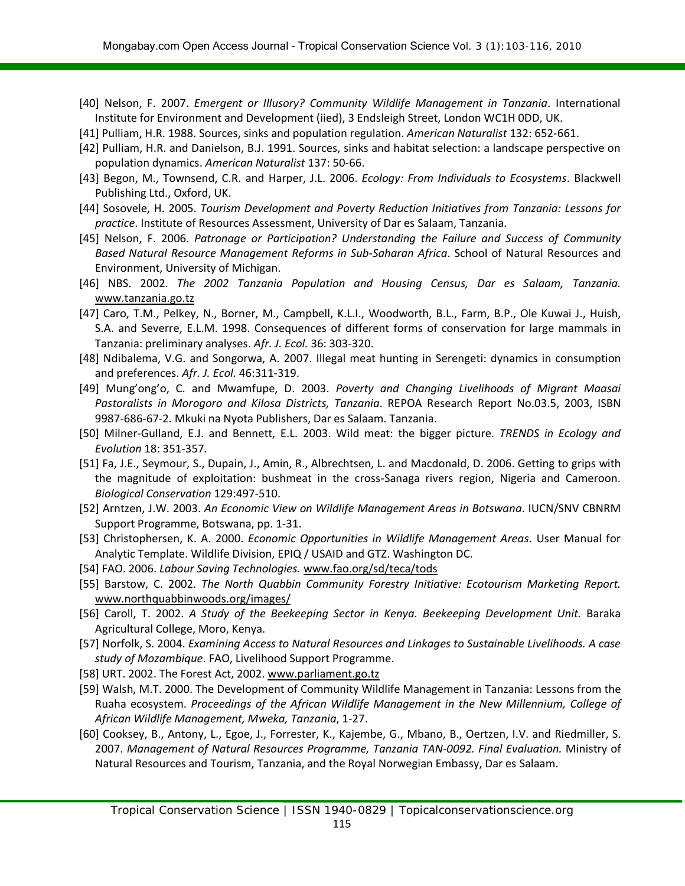[40] Nelson, F. 2007. *Emergent or Illusory? Community Wildlife Management in Tanzania*. International Institute for Environment and Development (iied), 3 Endsleigh Street, London WC1H 0DD, UK.

[41] Pulliam, H.R. 1988. Sources, sinks and population regulation. *American Naturalist* 132: 652-661.

[42] Pulliam, H.R. and Danielson, B.J. 1991. Sources, sinks and habitat selection: a landscape perspective on population dynamics. *American Naturalist* 137: 50-66.

[43] Begon, M., Townsend, C.R. and Harper, J.L. 2006. *Ecology: From Individuals to Ecosystems*. Blackwell Publishing Ltd., Oxford, UK.

[44] Sosovele, H. 2005. *Tourism Development and Poverty Reduction Initiatives from Tanzania: Lessons for practice*. Institute of Resources Assessment, University of Dar es Salaam, Tanzania.

[45] Nelson, F. 2006. *Patronage or Participation? Understanding the Failure and Success of Community Based Natural Resource Management Reforms in Sub-Saharan Africa*. School of Natural Resources and Environment, University of Michigan.

[46] NBS. 2002. *The 2002 Tanzania Population and Housing Census, Dar es Salaam, Tanzania.* www.tanzania.go.tz

[47] Caro, T.M., Pelkey, N., Borner, M., Campbell, K.L.I., Woodworth, B.L., Farm, B.P., Ole Kuwai J., Huish, S.A. and Severre, E.L.M. 1998. Consequences of different forms of conservation for large mammals in Tanzania: preliminary analyses. *Afr. J. Ecol.* 36: 303-320.

[48] Ndibalema, V.G. and Songorwa, A. 2007. Illegal meat hunting in Serengeti: dynamics in consumption and preferences. *Afr. J. Ecol.* 46:311-319.

[49] Mung'ong'o, C. and Mwamfupe, D. 2003. *Poverty and Changing Livelihoods of Migrant Maasai Pastoralists in Morogoro and Kilosa Districts, Tanzania*. REPOA Research Report No.03.5, 2003, ISBN 9987-686-67-2. Mkuki na Nyota Publishers, Dar es Salaam. Tanzania.

[50] Milner-Gulland, E.J. and Bennett, E.L. 2003. Wild meat: the bigger picture. *TRENDS in Ecology and Evolution* 18: 351-357.

[51] Fa, J.E., Seymour, S., Dupain, J., Amin, R., Albrechtsen, L. and Macdonald, D. 2006. Getting to grips with the magnitude of exploitation: bushmeat in the cross-Sanaga rivers region, Nigeria and Cameroon. *Biological Conservation* 129:497-510.

[52] Arntzen, J.W. 2003. *An Economic View on Wildlife Management Areas in Botswana*. IUCN/SNV CBNRM Support Programme, Botswana, pp. 1-31.

[53] Christophersen, K. A. 2000. *Economic Opportunities in Wildlife Management Areas*. User Manual for Analytic Template. Wildlife Division, EPIQ / USAID and GTZ. Washington DC.

[54] FAO. 2006. *Labour Saving Technologies.* www.fao.org/sd/teca/tods

[55] Barstow, C. 2002. *The North Quabbin Community Forestry Initiative: Ecotourism Marketing Report.* www.northquabbinwoods.org/images/

[56] Caroll, T. 2002. *A Study of the Beekeeping Sector in Kenya. Beekeeping Development Unit.* Baraka Agricultural College, Moro, Kenya.

[57] Norfolk, S. 2004. *Examining Access to Natural Resources and Linkages to Sustainable Livelihoods. A case study of Mozambique*. FAO, Livelihood Support Programme.

[58] URT. 2002. The Forest Act, 2002. www.parliament.go.tz

[59] Walsh, M.T. 2000. The Development of Community Wildlife Management in Tanzania: Lessons from the Ruaha ecosystem. *Proceedings of the African Wildlife Management in the New Millennium, College of African Wildlife Management, Mweka, Tanzania*, 1-27.

[60] Cooksey, B., Antony, L., Egoe, J., Forrester, K., Kajembe, G., Mbano, B., Oertzen, I.V. and Riedmiller, S. 2007. *Management of Natural Resources Programme, Tanzania TAN-0092. Final Evaluation.* Ministry of Natural Resources and Tourism, Tanzania, and the Royal Norwegian Embassy, Dar es Salaam.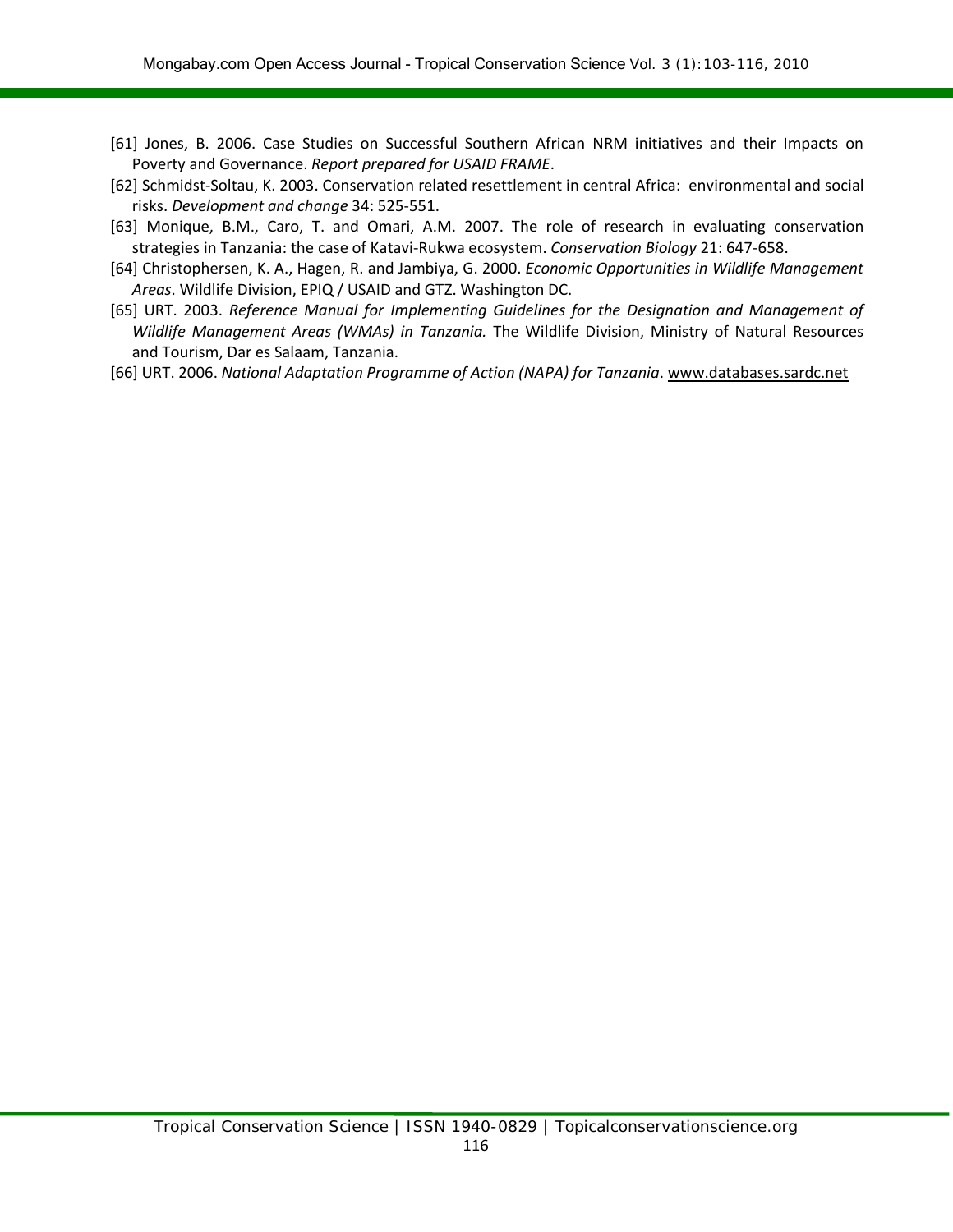[61] Jones, B. 2006. Case Studies on Successful Southern African NRM initiatives and their Impacts on Poverty and Governance. *Report prepared for USAID FRAME*.

[62] Schmidst-Soltau, K. 2003. Conservation related resettlement in central Africa: environmental and social risks. *Development and change* 34: 525-551.

[63] Monique, B.M., Caro, T. and Omari, A.M. 2007. The role of research in evaluating conservation strategies in Tanzania: the case of Katavi-Rukwa ecosystem. *Conservation Biology* 21: 647-658.

[64] Christophersen, K. A., Hagen, R. and Jambiya, G. 2000. *Economic Opportunities in Wildlife Management Areas*. Wildlife Division, EPIQ / USAID and GTZ. Washington DC.

[65] URT. 2003. *Reference Manual for Implementing Guidelines for the Designation and Management of Wildlife Management Areas (WMAs) in Tanzania.* The Wildlife Division, Ministry of Natural Resources and Tourism, Dar es Salaam, Tanzania.

[66] URT. 2006. *National Adaptation Programme of Action (NAPA) for Tanzania*. www.databases.sardc.net